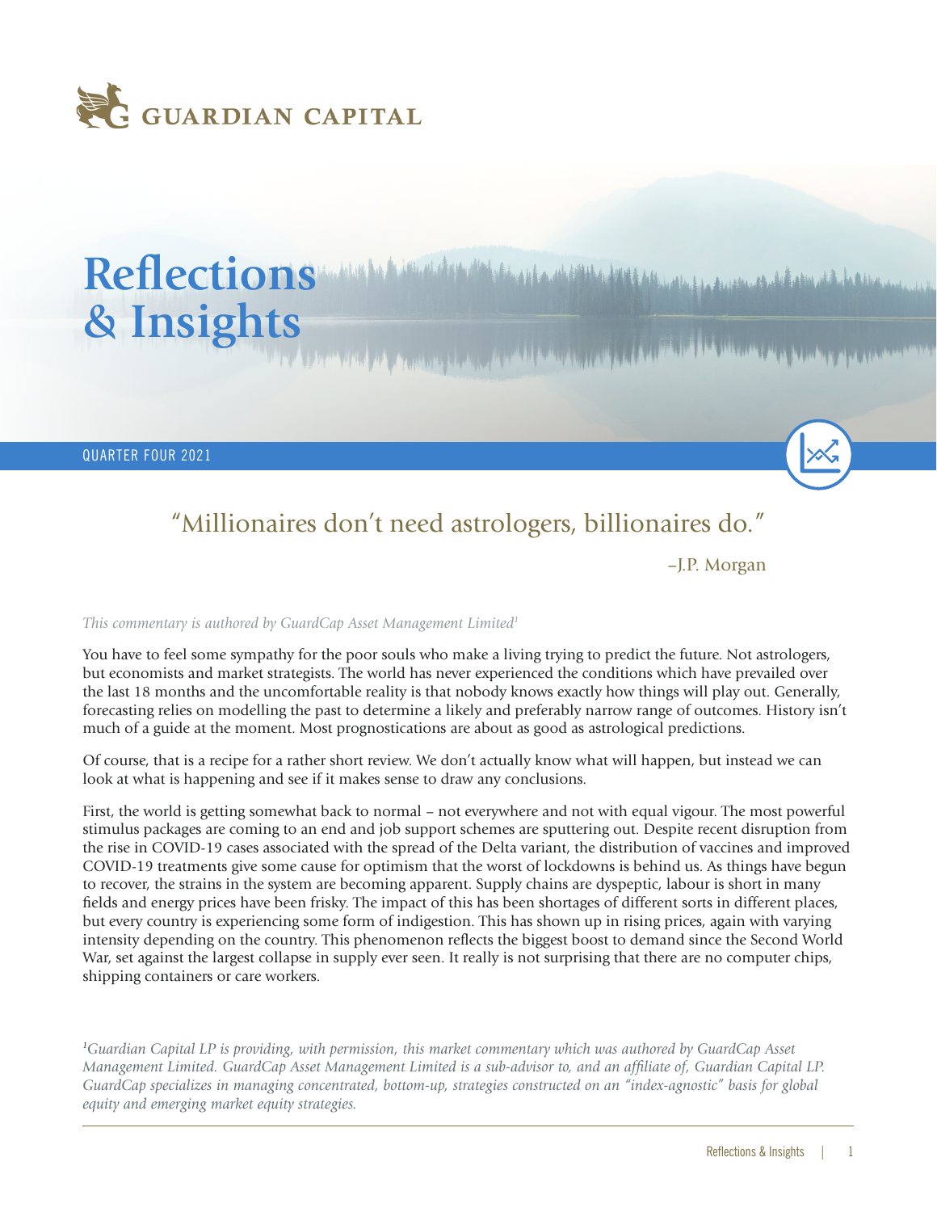GUARDIAN CAPITAL

# Reflections & Insights

QUARTER FOUR 2021

> "Millionaires don't need astrologers, billionaires do."
>
> –J.P. Morgan

*This commentary is authored by GuardCap Asset Management Limited*[1]

You have to feel some sympathy for the poor souls who make a living trying to predict the future. Not astrologers, but economists and market strategists. The world has never experienced the conditions which have prevailed over the last 18 months and the uncomfortable reality is that nobody knows exactly how things will play out. Generally, forecasting relies on modelling the past to determine a likely and preferably narrow range of outcomes. History isn't much of a guide at the moment. Most prognostications are about as good as astrological predictions.

Of course, that is a recipe for a rather short review. We don't actually know what will happen, but instead we can look at what is happening and see if it makes sense to draw any conclusions.

First, the world is getting somewhat back to normal – not everywhere and not with equal vigour. The most powerful stimulus packages are coming to an end and job support schemes are sputtering out. Despite recent disruption from the rise in COVID-19 cases associated with the spread of the Delta variant, the distribution of vaccines and improved COVID-19 treatments give some cause for optimism that the worst of lockdowns is behind us. As things have begun to recover, the strains in the system are becoming apparent. Supply chains are dyspeptic, labour is short in many fields and energy prices have been frisky. The impact of this has been shortages of different sorts in different places, but every country is experiencing some form of indigestion. This has shown up in rising prices, again with varying intensity depending on the country. This phenomenon reflects the biggest boost to demand since the Second World War, set against the largest collapse in supply ever seen. It really is not surprising that there are no computer chips, shipping containers or care workers.

---

*[1]Guardian Capital LP is providing, with permission, this market commentary which was authored by GuardCap Asset Management Limited. GuardCap Asset Management Limited is a sub-advisor to, and an affiliate of, Guardian Capital LP. GuardCap specializes in managing concentrated, bottom-up, strategies constructed on an "index-agnostic" basis for global equity and emerging market equity strategies.*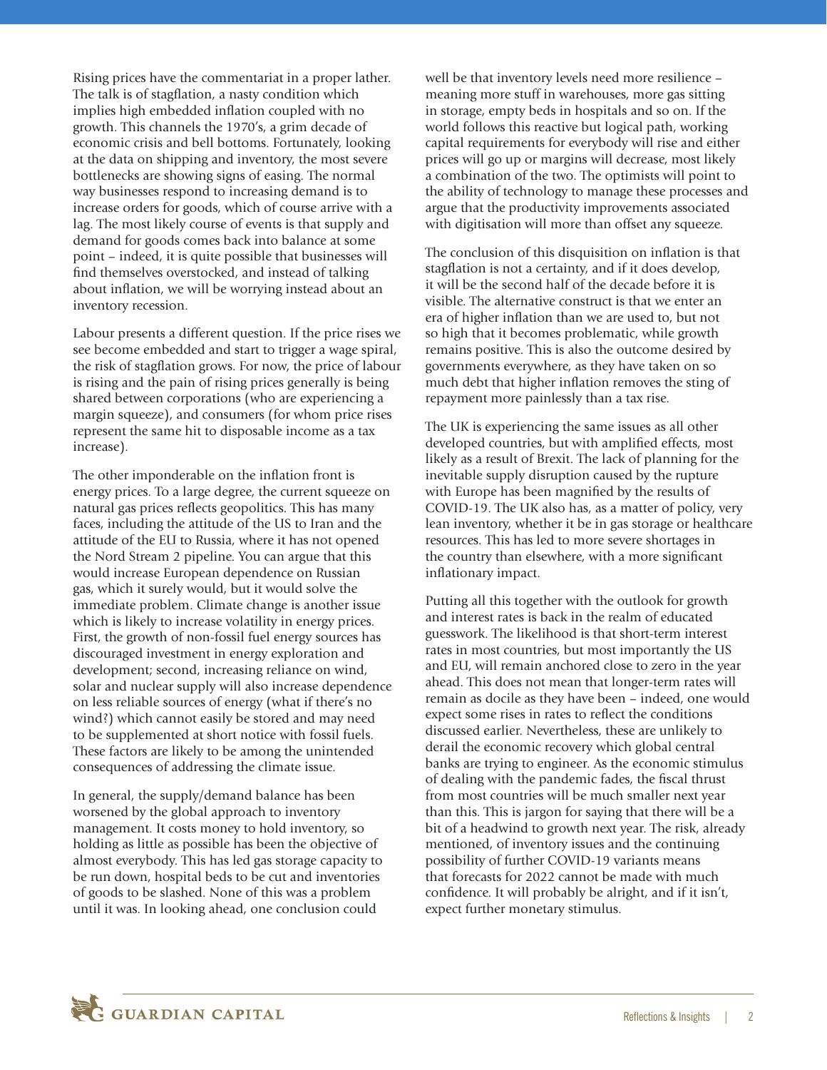Rising prices have the commentariat in a proper lather. The talk is of stagflation, a nasty condition which implies high embedded inflation coupled with no growth. This channels the 1970's, a grim decade of economic crisis and bell bottoms. Fortunately, looking at the data on shipping and inventory, the most severe bottlenecks are showing signs of easing. The normal way businesses respond to increasing demand is to increase orders for goods, which of course arrive with a lag. The most likely course of events is that supply and demand for goods comes back into balance at some point – indeed, it is quite possible that businesses will find themselves overstocked, and instead of talking about inflation, we will be worrying instead about an inventory recession.

Labour presents a different question. If the price rises we see become embedded and start to trigger a wage spiral, the risk of stagflation grows. For now, the price of labour is rising and the pain of rising prices generally is being shared between corporations (who are experiencing a margin squeeze), and consumers (for whom price rises represent the same hit to disposable income as a tax increase).

The other imponderable on the inflation front is energy prices. To a large degree, the current squeeze on natural gas prices reflects geopolitics. This has many faces, including the attitude of the US to Iran and the attitude of the EU to Russia, where it has not opened the Nord Stream 2 pipeline. You can argue that this would increase European dependence on Russian gas, which it surely would, but it would solve the immediate problem. Climate change is another issue which is likely to increase volatility in energy prices. First, the growth of non-fossil fuel energy sources has discouraged investment in energy exploration and development; second, increasing reliance on wind, solar and nuclear supply will also increase dependence on less reliable sources of energy (what if there's no wind?) which cannot easily be stored and may need to be supplemented at short notice with fossil fuels. These factors are likely to be among the unintended consequences of addressing the climate issue.

In general, the supply/demand balance has been worsened by the global approach to inventory management. It costs money to hold inventory, so holding as little as possible has been the objective of almost everybody. This has led gas storage capacity to be run down, hospital beds to be cut and inventories of goods to be slashed. None of this was a problem until it was. In looking ahead, one conclusion could well be that inventory levels need more resilience – meaning more stuff in warehouses, more gas sitting in storage, empty beds in hospitals and so on. If the world follows this reactive but logical path, working capital requirements for everybody will rise and either prices will go up or margins will decrease, most likely a combination of the two. The optimists will point to the ability of technology to manage these processes and argue that the productivity improvements associated with digitisation will more than offset any squeeze.

The conclusion of this disquisition on inflation is that stagflation is not a certainty, and if it does develop, it will be the second half of the decade before it is visible. The alternative construct is that we enter an era of higher inflation than we are used to, but not so high that it becomes problematic, while growth remains positive. This is also the outcome desired by governments everywhere, as they have taken on so much debt that higher inflation removes the sting of repayment more painlessly than a tax rise.

The UK is experiencing the same issues as all other developed countries, but with amplified effects, most likely as a result of Brexit. The lack of planning for the inevitable supply disruption caused by the rupture with Europe has been magnified by the results of COVID-19. The UK also has, as a matter of policy, very lean inventory, whether it be in gas storage or healthcare resources. This has led to more severe shortages in the country than elsewhere, with a more significant inflationary impact.

Putting all this together with the outlook for growth and interest rates is back in the realm of educated guesswork. The likelihood is that short-term interest rates in most countries, but most importantly the US and EU, will remain anchored close to zero in the year ahead. This does not mean that longer-term rates will remain as docile as they have been – indeed, one would expect some rises in rates to reflect the conditions discussed earlier. Nevertheless, these are unlikely to derail the economic recovery which global central banks are trying to engineer. As the economic stimulus of dealing with the pandemic fades, the fiscal thrust from most countries will be much smaller next year than this. This is jargon for saying that there will be a bit of a headwind to growth next year. The risk, already mentioned, of inventory issues and the continuing possibility of further COVID-19 variants means that forecasts for 2022 cannot be made with much confidence. It will probably be alright, and if it isn't, expect further monetary stimulus.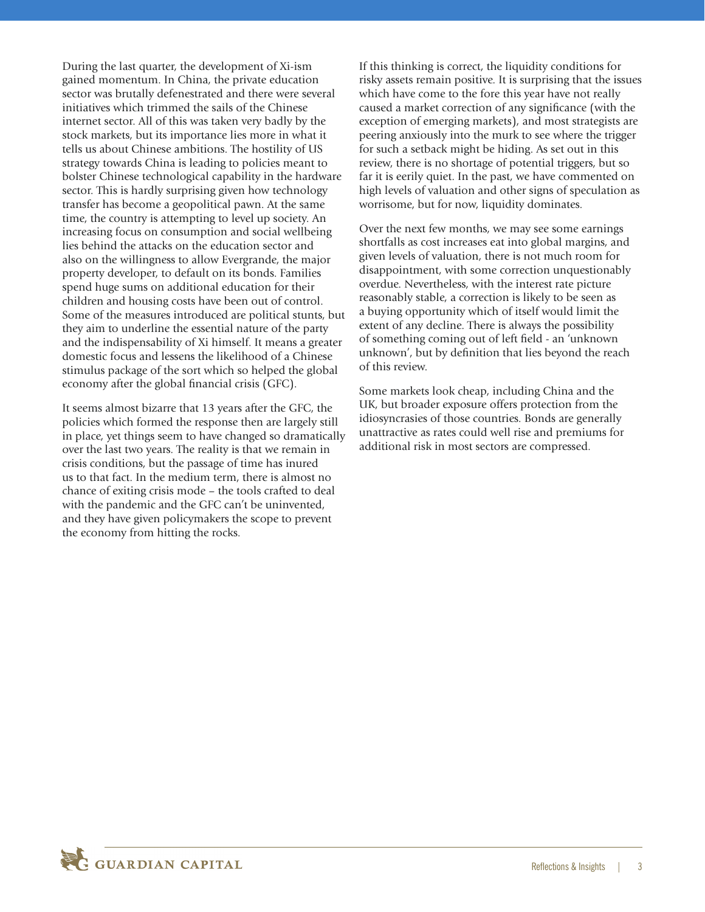During the last quarter, the development of Xi-ism gained momentum. In China, the private education sector was brutally defenestrated and there were several initiatives which trimmed the sails of the Chinese internet sector. All of this was taken very badly by the stock markets, but its importance lies more in what it tells us about Chinese ambitions. The hostility of US strategy towards China is leading to policies meant to bolster Chinese technological capability in the hardware sector. This is hardly surprising given how technology transfer has become a geopolitical pawn. At the same time, the country is attempting to level up society. An increasing focus on consumption and social wellbeing lies behind the attacks on the education sector and also on the willingness to allow Evergrande, the major property developer, to default on its bonds. Families spend huge sums on additional education for their children and housing costs have been out of control. Some of the measures introduced are political stunts, but they aim to underline the essential nature of the party and the indispensability of Xi himself. It means a greater domestic focus and lessens the likelihood of a Chinese stimulus package of the sort which so helped the global economy after the global financial crisis (GFC).

It seems almost bizarre that 13 years after the GFC, the policies which formed the response then are largely still in place, yet things seem to have changed so dramatically over the last two years. The reality is that we remain in crisis conditions, but the passage of time has inured us to that fact. In the medium term, there is almost no chance of exiting crisis mode – the tools crafted to deal with the pandemic and the GFC can't be uninvented, and they have given policymakers the scope to prevent the economy from hitting the rocks.

If this thinking is correct, the liquidity conditions for risky assets remain positive. It is surprising that the issues which have come to the fore this year have not really caused a market correction of any significance (with the exception of emerging markets), and most strategists are peering anxiously into the murk to see where the trigger for such a setback might be hiding. As set out in this review, there is no shortage of potential triggers, but so far it is eerily quiet. In the past, we have commented on high levels of valuation and other signs of speculation as worrisome, but for now, liquidity dominates.

Over the next few months, we may see some earnings shortfalls as cost increases eat into global margins, and given levels of valuation, there is not much room for disappointment, with some correction unquestionably overdue. Nevertheless, with the interest rate picture reasonably stable, a correction is likely to be seen as a buying opportunity which of itself would limit the extent of any decline. There is always the possibility of something coming out of left field - an 'unknown unknown', but by definition that lies beyond the reach of this review.

Some markets look cheap, including China and the UK, but broader exposure offers protection from the idiosyncrasies of those countries. Bonds are generally unattractive as rates could well rise and premiums for additional risk in most sectors are compressed.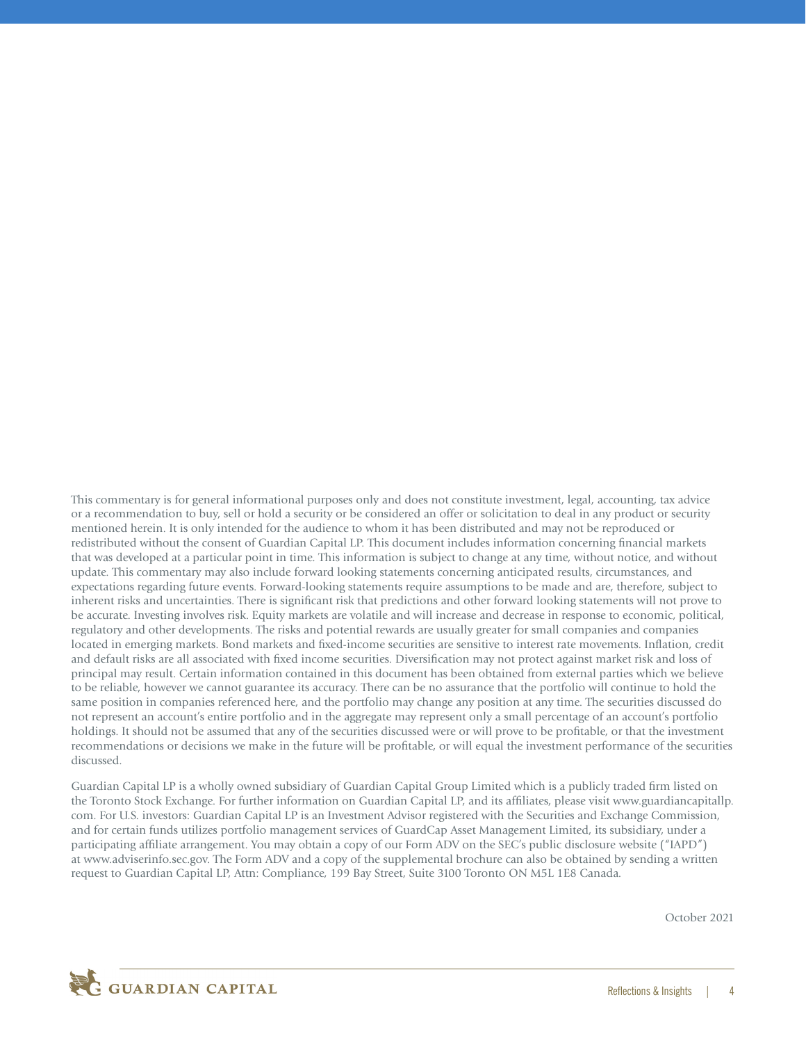This commentary is for general informational purposes only and does not constitute investment, legal, accounting, tax advice or a recommendation to buy, sell or hold a security or be considered an offer or solicitation to deal in any product or security mentioned herein. It is only intended for the audience to whom it has been distributed and may not be reproduced or redistributed without the consent of Guardian Capital LP. This document includes information concerning financial markets that was developed at a particular point in time. This information is subject to change at any time, without notice, and without update. This commentary may also include forward looking statements concerning anticipated results, circumstances, and expectations regarding future events. Forward-looking statements require assumptions to be made and are, therefore, subject to inherent risks and uncertainties. There is significant risk that predictions and other forward looking statements will not prove to be accurate. Investing involves risk. Equity markets are volatile and will increase and decrease in response to economic, political, regulatory and other developments. The risks and potential rewards are usually greater for small companies and companies located in emerging markets. Bond markets and fixed-income securities are sensitive to interest rate movements. Inflation, credit and default risks are all associated with fixed income securities. Diversification may not protect against market risk and loss of principal may result. Certain information contained in this document has been obtained from external parties which we believe to be reliable, however we cannot guarantee its accuracy. There can be no assurance that the portfolio will continue to hold the same position in companies referenced here, and the portfolio may change any position at any time. The securities discussed do not represent an account's entire portfolio and in the aggregate may represent only a small percentage of an account's portfolio holdings. It should not be assumed that any of the securities discussed were or will prove to be profitable, or that the investment recommendations or decisions we make in the future will be profitable, or will equal the investment performance of the securities discussed.

Guardian Capital LP is a wholly owned subsidiary of Guardian Capital Group Limited which is a publicly traded firm listed on the Toronto Stock Exchange. For further information on Guardian Capital LP, and its affiliates, please visit www.guardiancapitallp.com. For U.S. investors: Guardian Capital LP is an Investment Advisor registered with the Securities and Exchange Commission, and for certain funds utilizes portfolio management services of GuardCap Asset Management Limited, its subsidiary, under a participating affiliate arrangement. You may obtain a copy of our Form ADV on the SEC's public disclosure website ("IAPD") at www.adviserinfo.sec.gov. The Form ADV and a copy of the supplemental brochure can also be obtained by sending a written request to Guardian Capital LP, Attn: Compliance, 199 Bay Street, Suite 3100 Toronto ON M5L 1E8 Canada.

October 2021